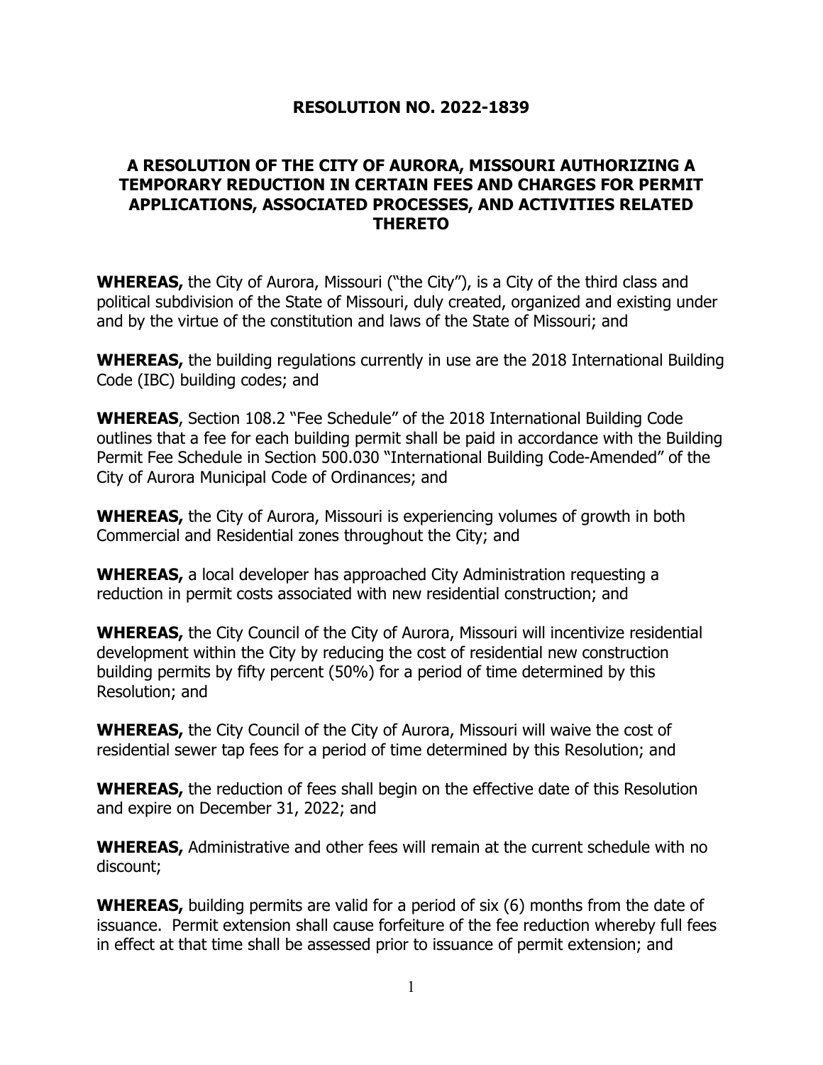## RESOLUTION NO. 2022-1839

## A RESOLUTION OF THE CITY OF AURORA, MISSOURI AUTHORIZING A TEMPORARY REDUCTION IN CERTAIN FEES AND CHARGES FOR PERMIT APPLICATIONS, ASSOCIATED PROCESSES, AND ACTIVITIES RELATED THERETO

**WHEREAS,** the City of Aurora, Missouri ("the City"), is a City of the third class and political subdivision of the State of Missouri, duly created, organized and existing under and by the virtue of the constitution and laws of the State of Missouri; and

**WHEREAS,** the building regulations currently in use are the 2018 International Building Code (IBC) building codes; and

**WHEREAS**, Section 108.2 "Fee Schedule" of the 2018 International Building Code outlines that a fee for each building permit shall be paid in accordance with the Building Permit Fee Schedule in Section 500.030 "International Building Code-Amended" of the City of Aurora Municipal Code of Ordinances; and

**WHEREAS,** the City of Aurora, Missouri is experiencing volumes of growth in both Commercial and Residential zones throughout the City; and

**WHEREAS,** a local developer has approached City Administration requesting a reduction in permit costs associated with new residential construction; and

**WHEREAS,** the City Council of the City of Aurora, Missouri will incentivize residential development within the City by reducing the cost of residential new construction building permits by fifty percent (50%) for a period of time determined by this Resolution; and

**WHEREAS,** the City Council of the City of Aurora, Missouri will waive the cost of residential sewer tap fees for a period of time determined by this Resolution; and

**WHEREAS,** the reduction of fees shall begin on the effective date of this Resolution and expire on December 31, 2022; and

**WHEREAS,** Administrative and other fees will remain at the current schedule with no discount;

**WHEREAS,** building permits are valid for a period of six (6) months from the date of issuance. Permit extension shall cause forfeiture of the fee reduction whereby full fees in effect at that time shall be assessed prior to issuance of permit extension; and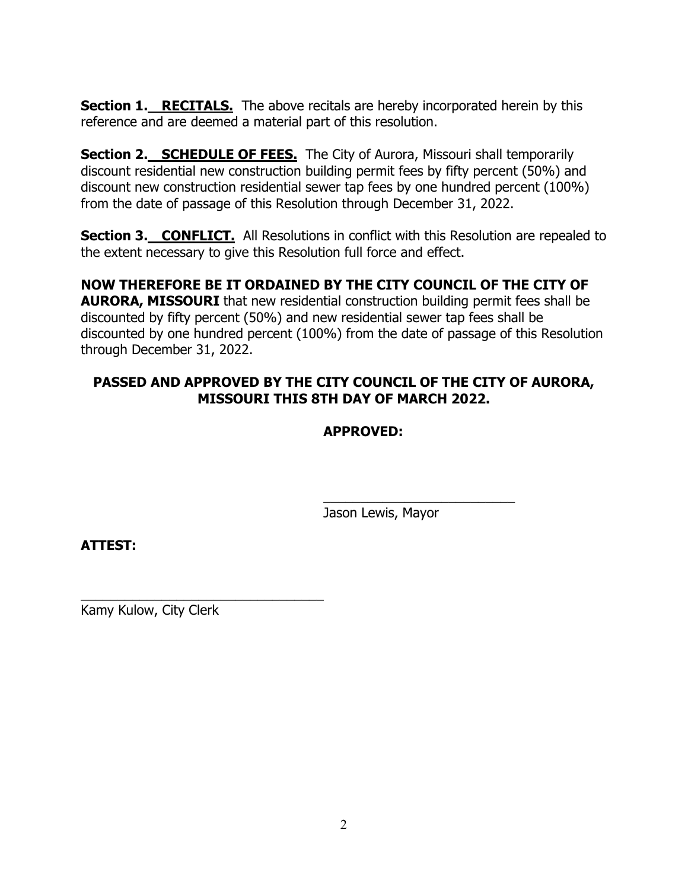**Section 1. RECITALS.** The above recitals are hereby incorporated herein by this reference and are deemed a material part of this resolution.

**Section 2. SCHEDULE OF FEES.** The City of Aurora, Missouri shall temporarily discount residential new construction building permit fees by fifty percent (50%) and discount new construction residential sewer tap fees by one hundred percent (100%) from the date of passage of this Resolution through December 31, 2022.

**Section 3. CONFLICT.** All Resolutions in conflict with this Resolution are repealed to the extent necessary to give this Resolution full force and effect.

**NOW THEREFORE BE IT ORDAINED BY THE CITY COUNCIL OF THE CITY OF AURORA, MISSOURI** that new residential construction building permit fees shall be discounted by fifty percent (50%) and new residential sewer tap fees shall be discounted by one hundred percent (100%) from the date of passage of this Resolution through December 31, 2022.

**PASSED AND APPROVED BY THE CITY COUNCIL OF THE CITY OF AURORA, MISSOURI THIS 8TH DAY OF MARCH 2022.**

**APPROVED:**

___________________________

Jason Lewis, Mayor

**ATTEST:**

___________________________________

Kamy Kulow, City Clerk